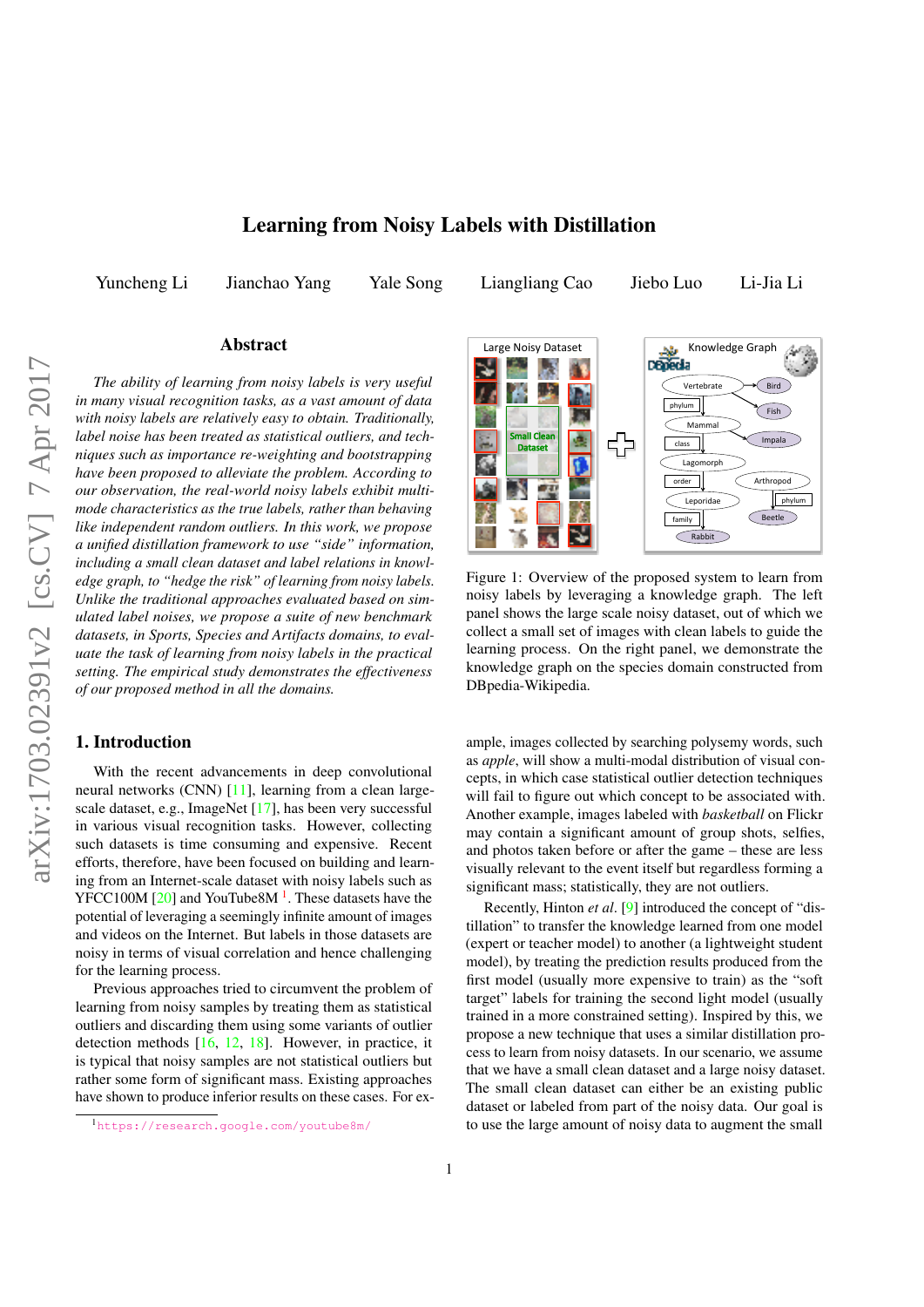# Learning from Noisy Labels with Distillation

Yuncheng Li    Jianchao Yang    Yale Song    Liangliang Cao    Jiebo Luo    Li-Jia Li

## Abstract

*The ability of learning from noisy labels is very useful in many visual recognition tasks, as a vast amount of data with noisy labels are relatively easy to obtain. Traditionally, label noise has been treated as statistical outliers, and techniques such as importance re-weighting and bootstrapping have been proposed to alleviate the problem. According to our observation, the real-world noisy labels exhibit multi-mode characteristics as the true labels, rather than behaving like independent random outliers. In this work, we propose a unified distillation framework to use "side" information, including a small clean dataset and label relations in knowledge graph, to "hedge the risk" of learning from noisy labels. Unlike the traditional approaches evaluated based on simulated label noises, we propose a suite of new benchmark datasets, in Sports, Species and Artifacts domains, to evaluate the task of learning from noisy labels in the practical setting. The empirical study demonstrates the effectiveness of our proposed method in all the domains.*

Figure 1: Overview of the proposed system to learn from noisy labels by leveraging a knowledge graph. The left panel shows the large scale noisy dataset, out of which we collect a small set of images with clean labels to guide the learning process. On the right panel, we demonstrate the knowledge graph on the species domain constructed from DBpedia-Wikipedia.

## 1. Introduction

With the recent advancements in deep convolutional neural networks (CNN) [11], learning from a clean large-scale dataset, e.g., ImageNet [17], has been very successful in various visual recognition tasks. However, collecting such datasets is time consuming and expensive. Recent efforts, therefore, have been focused on building and learning from an Internet-scale dataset with noisy labels such as YFCC100M [20] and YouTube8M [1]. These datasets have the potential of leveraging a seemingly infinite amount of images and videos on the Internet. But labels in those datasets are noisy in terms of visual correlation and hence challenging for the learning process.

Previous approaches tried to circumvent the problem of learning from noisy samples by treating them as statistical outliers and discarding them using some variants of outlier detection methods [16, 12, 18]. However, in practice, it is typical that noisy samples are not statistical outliers but rather some form of significant mass. Existing approaches have shown to produce inferior results on these cases. For example, images collected by searching polysemy words, such as *apple*, will show a multi-modal distribution of visual concepts, in which case statistical outlier detection techniques will fail to figure out which concept to be associated with. Another example, images labeled with *basketball* on Flickr may contain a significant amount of group shots, selfies, and photos taken before or after the game – these are less visually relevant to the event itself but regardless forming a significant mass; statistically, they are not outliers.

Recently, Hinton *et al*. [9] introduced the concept of "distillation" to transfer the knowledge learned from one model (expert or teacher model) to another (a lightweight student model), by treating the prediction results produced from the first model (usually more expensive to train) as the "soft target" labels for training the second light model (usually trained in a more constrained setting). Inspired by this, we propose a new technique that uses a similar distillation process to learn from noisy datasets. In our scenario, we assume that we have a small clean dataset and a large noisy dataset. The small clean dataset can either be an existing public dataset or labeled from part of the noisy data. Our goal is to use the large amount of noisy data to augment the small

[1] https://research.google.com/youtube8m/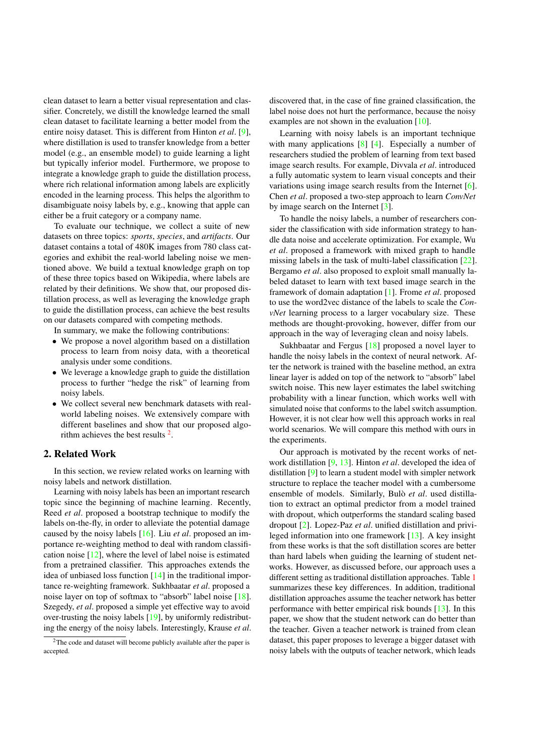clean dataset to learn a better visual representation and classifier. Concretely, we distill the knowledge learned the small clean dataset to facilitate learning a better model from the entire noisy dataset. This is different from Hinton *et al*. [9], where distillation is used to transfer knowledge from a better model (e.g., an ensemble model) to guide learning a light but typically inferior model. Furthermore, we propose to integrate a knowledge graph to guide the distillation process, where rich relational information among labels are explicitly encoded in the learning process. This helps the algorithm to disambiguate noisy labels by, e.g., knowing that apple can either be a fruit category or a company name.

To evaluate our technique, we collect a suite of new datasets on three topics: *sports*, *species*, and *artifacts*. Our dataset contains a total of 480K images from 780 class categories and exhibit the real-world labeling noise we mentioned above. We build a textual knowledge graph on top of these three topics based on Wikipedia, where labels are related by their definitions. We show that, our proposed distillation process, as well as leveraging the knowledge graph to guide the distillation process, can achieve the best results on our datasets compared with competing methods.

In summary, we make the following contributions:

- We propose a novel algorithm based on a distillation process to learn from noisy data, with a theoretical analysis under some conditions.
- We leverage a knowledge graph to guide the distillation process to further "hedge the risk" of learning from noisy labels.
- We collect several new benchmark datasets with real-world labeling noises. We extensively compare with different baselines and show that our proposed algorithm achieves the best results [2].

## 2. Related Work

In this section, we review related works on learning with noisy labels and network distillation.

Learning with noisy labels has been an important research topic since the beginning of machine learning. Recently, Reed *et al*. proposed a bootstrap technique to modify the labels on-the-fly, in order to alleviate the potential damage caused by the noisy labels [16]. Liu *et al*. proposed an importance re-weighting method to deal with random classification noise [12], where the level of label noise is estimated from a pretrained classifier. This approaches extends the idea of unbiased loss function [14] in the traditional importance re-weighting framework. Sukhbaatar *et al*. proposed a noise layer on top of softmax to "absorb" label noise [18]. Szegedy, *et al*. proposed a simple yet effective way to avoid over-trusting the noisy labels [19], by uniformly redistributing the energy of the noisy labels. Interestingly, Krause *et al*. discovered that, in the case of fine grained classification, the label noise does not hurt the performance, because the noisy examples are not shown in the evaluation [10].

Learning with noisy labels is an important technique with many applications [8] [4]. Especially a number of researchers studied the problem of learning from text based image search results. For example, Divvala *et al*. introduced a fully automatic system to learn visual concepts and their variations using image search results from the Internet [6]. Chen *et al*. proposed a two-step approach to learn *ConvNet* by image search on the Internet [3].

To handle the noisy labels, a number of researchers consider the classification with side information strategy to handle data noise and accelerate optimization. For example, Wu *et al*. proposed a framework with mixed graph to handle missing labels in the task of multi-label classification [22]. Bergamo *et al*. also proposed to exploit small manually labeled dataset to learn with text based image search in the framework of domain adaptation [1]. Frome *et al*. proposed to use the word2vec distance of the labels to scale the *ConvNet* learning process to a larger vocabulary size. These methods are thought-provoking, however, differ from our approach in the way of leveraging clean and noisy labels.

Sukhbaatar and Fergus [18] proposed a novel layer to handle the noisy labels in the context of neural network. After the network is trained with the baseline method, an extra linear layer is added on top of the network to "absorb" label switch noise. This new layer estimates the label switching probability with a linear function, which works well with simulated noise that conforms to the label switch assumption. However, it is not clear how well this approach works in real world scenarios. We will compare this method with ours in the experiments.

Our approach is motivated by the recent works of network distillation [9, 13]. Hinton *et al*. developed the idea of distillation [9] to learn a student model with simpler network structure to replace the teacher model with a cumbersome ensemble of models. Similarly, Bulò *et al*. used distillation to extract an optimal predictor from a model trained with dropout, which outperforms the standard scaling based dropout [2]. Lopez-Paz *et al*. unified distillation and privileged information into one framework [13]. A key insight from these works is that the soft distillation scores are better than hard labels when guiding the learning of student networks. However, as discussed before, our approach uses a different setting as traditional distillation approaches. Table 1 summarizes these key differences. In addition, traditional distillation approaches assume the teacher network has better performance with better empirical risk bounds [13]. In this paper, we show that the student network can do better than the teacher. Given a teacher network is trained from clean dataset, this paper proposes to leverage a bigger dataset with noisy labels with the outputs of teacher network, which leads

[2] The code and dataset will become publicly available after the paper is accepted.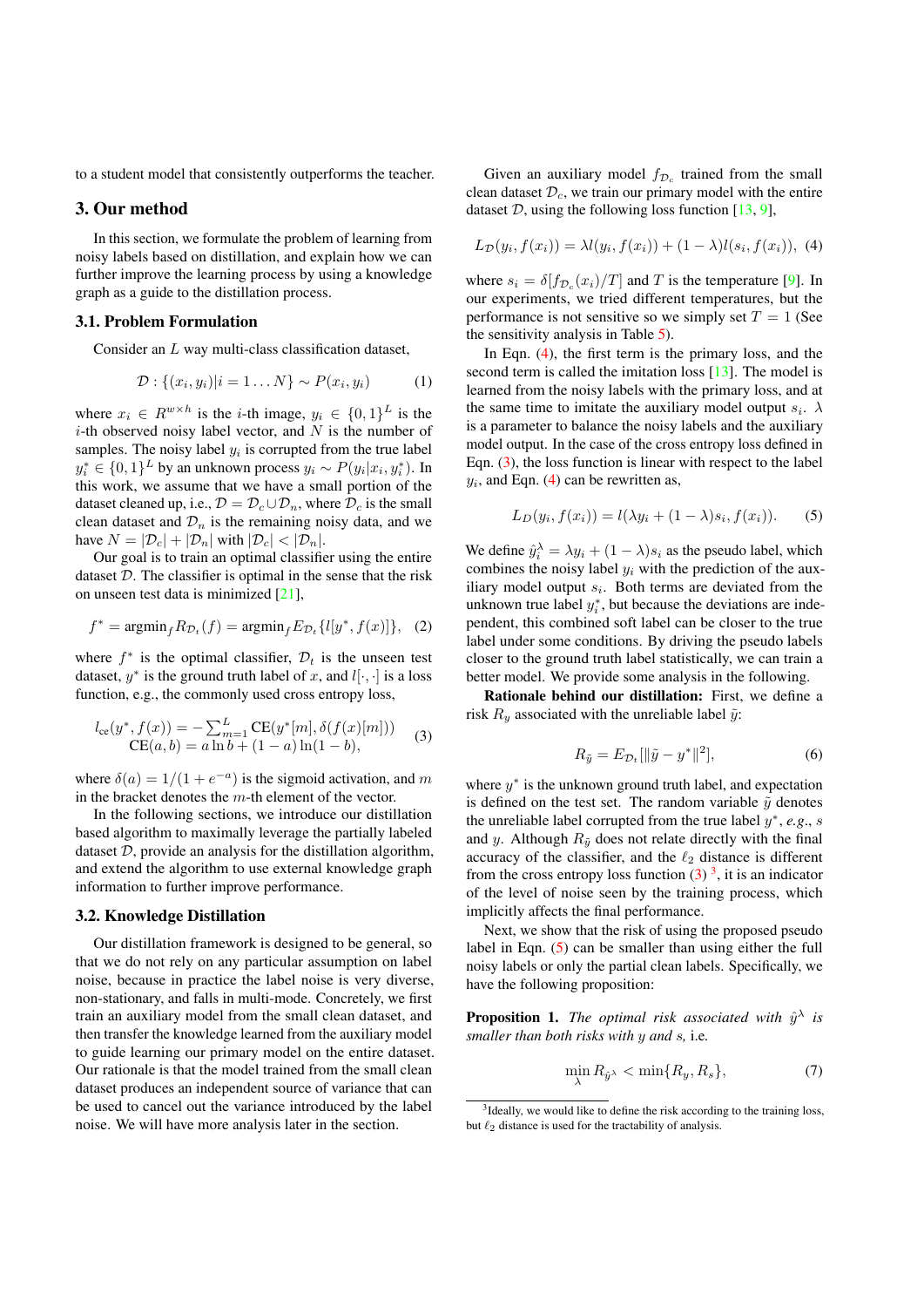to a student model that consistently outperforms the teacher.

## 3. Our method

In this section, we formulate the problem of learning from noisy labels based on distillation, and explain how we can further improve the learning process by using a knowledge graph as a guide to the distillation process.

### 3.1. Problem Formulation

Consider an $L$ way multi-class classification dataset,

$$\mathcal{D} : \{(x_i, y_i) | i = 1 \dots N\} \sim P(x_i, y_i) \tag{1}$$

where $x_i \in R^{w \times h}$ is the $i$-th image, $y_i \in \{0, 1\}^L$ is the $i$-th observed noisy label vector, and $N$ is the number of samples. The noisy label $y_i$ is corrupted from the true label $y_i^* \in \{0, 1\}^L$ by an unknown process $y_i \sim P(y_i | x_i, y_i^*)$. In this work, we assume that we have a small portion of the dataset cleaned up, i.e., $\mathcal{D} = \mathcal{D}_c \cup \mathcal{D}_n$, where $\mathcal{D}_c$ is the small clean dataset and $\mathcal{D}_n$ is the remaining noisy data, and we have $N = |\mathcal{D}_c| + |\mathcal{D}_n|$ with $|\mathcal{D}_c| < |\mathcal{D}_n|$.

Our goal is to train an optimal classifier using the entire dataset $\mathcal{D}$. The classifier is optimal in the sense that the risk on unseen test data is minimized [21],

$$f^* = \text{argmin}_f R_{\mathcal{D}_t}(f) = \text{argmin}_f E_{\mathcal{D}_t}\{l[y^*, f(x)]\}, \tag{2}$$

where $f^*$ is the optimal classifier, $\mathcal{D}_t$ is the unseen test dataset, $y^*$ is the ground truth label of $x$, and $l[\cdot, \cdot]$ is a loss function, e.g., the commonly used cross entropy loss,

$$\begin{aligned} l_{\text{ce}}(y^*, f(x)) &= -\textstyle\sum_{m=1}^{L} \text{CE}(y^*[m], \delta(f(x)[m])) \\ \text{CE}(a, b) &= a \ln b + (1 - a) \ln(1 - b), \end{aligned} \tag{3}$$

where $\delta(a) = 1/(1 + e^{-a})$ is the sigmoid activation, and $m$ in the bracket denotes the $m$-th element of the vector.

In the following sections, we introduce our distillation based algorithm to maximally leverage the partially labeled dataset $\mathcal{D}$, provide an analysis for the distillation algorithm, and extend the algorithm to use external knowledge graph information to further improve performance.

### 3.2. Knowledge Distillation

Our distillation framework is designed to be general, so that we do not rely on any particular assumption on label noise, because in practice the label noise is very diverse, non-stationary, and falls in multi-mode. Concretely, we first train an auxiliary model from the small clean dataset, and then transfer the knowledge learned from the auxiliary model to guide learning our primary model on the entire dataset. Our rationale is that the model trained from the small clean dataset produces an independent source of variance that can be used to cancel out the variance introduced by the label noise. We will have more analysis later in the section.

Given an auxiliary model $f_{\mathcal{D}_c}$ trained from the small clean dataset $\mathcal{D}_c$, we train our primary model with the entire dataset $\mathcal{D}$, using the following loss function [13, 9],

$$L_{\mathcal{D}}(y_i, f(x_i)) = \lambda l(y_i, f(x_i)) + (1 - \lambda) l(s_i, f(x_i)), \tag{4}$$

where $s_i = \delta[f_{\mathcal{D}_c}(x_i)/T]$ and $T$ is the temperature [9]. In our experiments, we tried different temperatures, but the performance is not sensitive so we simply set $T = 1$ (See the sensitivity analysis in Table 5).

In Eqn. (4), the first term is the primary loss, and the second term is called the imitation loss [13]. The model is learned from the noisy labels with the primary loss, and at the same time to imitate the auxiliary model output $s_i$. $\lambda$ is a parameter to balance the noisy labels and the auxiliary model output. In the case of the cross entropy loss defined in Eqn. (3), the loss function is linear with respect to the label $y_i$, and Eqn. (4) can be rewritten as,

$$L_D(y_i, f(x_i)) = l(\lambda y_i + (1 - \lambda) s_i, f(x_i)). \tag{5}$$

We define $\hat{y}_i^\lambda = \lambda y_i + (1 - \lambda) s_i$ as the pseudo label, which combines the noisy label $y_i$ with the prediction of the auxiliary model output $s_i$. Both terms are deviated from the unknown true label $y_i^*$, but because the deviations are independent, this combined soft label can be closer to the true label under some conditions. By driving the pseudo labels closer to the ground truth label statistically, we can train a better model. We provide some analysis in the following.

**Rationale behind our distillation:** First, we define a risk $R_y$ associated with the unreliable label $\tilde{y}$:

$$R_{\tilde{y}} = E_{\mathcal{D}_t}[\|\tilde{y} - y^*\|^2], \tag{6}$$

where $y^*$ is the unknown ground truth label, and expectation is defined on the test set. The random variable $\tilde{y}$ denotes the unreliable label corrupted from the true label $y^*$, *e.g.*, $s$ and $y$. Although $R_{\tilde{y}}$ does not relate directly with the final accuracy of the classifier, and the $\ell_2$ distance is different from the cross entropy loss function (3) [3], it is an indicator of the level of noise seen by the training process, which implicitly affects the final performance.

Next, we show that the risk of using the proposed pseudo label in Eqn. (5) can be smaller than using either the full noisy labels or only the partial clean labels. Specifically, we have the following proposition:

**Proposition 1.** *The optimal risk associated with $\hat{y}^\lambda$ is smaller than both risks with $y$ and $s$,* i.e.

$$\min_\lambda R_{\hat{y}^\lambda} < \min\{R_y, R_s\}, \tag{7}$$

[3] Ideally, we would like to define the risk according to the training loss, but $\ell_2$ distance is used for the tractability of analysis.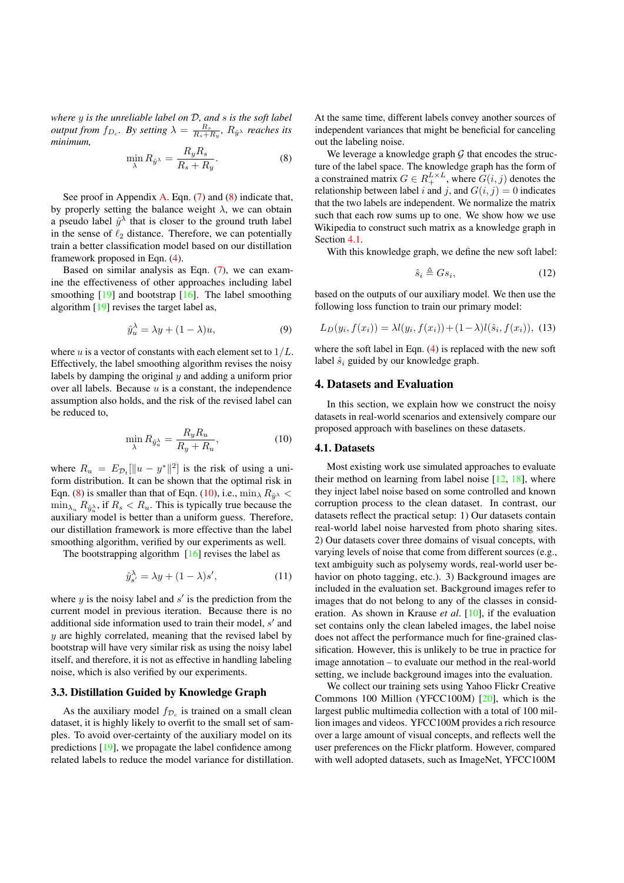*where $y$ is the unreliable label on $\mathcal{D}$, and $s$ is the soft label output from $f_{D_c}$. By setting $\lambda = \frac{R_s}{R_s+R_y}$, $R_{\hat{y}^\lambda}$ reaches its minimum,*

$$\min_{\lambda} R_{\hat{y}^\lambda} = \frac{R_y R_s}{R_s + R_y}. \quad (8)$$

See proof in Appendix A. Eqn. (7) and (8) indicate that, by properly setting the balance weight $\lambda$, we can obtain a pseudo label $\hat{y}^\lambda$ that is closer to the ground truth label in the sense of $\ell_2$ distance. Therefore, we can potentially train a better classification model based on our distillation framework proposed in Eqn. (4).

Based on similar analysis as Eqn. (7), we can examine the effectiveness of other approaches including label smoothing [19] and bootstrap [16]. The label smoothing algorithm [19] revises the target label as,

$$\hat{y}_u^\lambda = \lambda y + (1 - \lambda) u, \quad (9)$$

where $u$ is a vector of constants with each element set to $1/L$. Effectively, the label smoothing algorithm revises the noisy labels by damping the original $y$ and adding a uniform prior over all labels. Because $u$ is a constant, the independence assumption also holds, and the risk of the revised label can be reduced to,

$$\min_{\lambda} R_{\hat{y}_u^\lambda} = \frac{R_y R_u}{R_y + R_u}, \quad (10)$$

where $R_u = E_{\mathcal{D}_t}[\|u - y^*\|^2]$ is the risk of using a uniform distribution. It can be shown that the optimal risk in Eqn. (8) is smaller than that of Eqn. (10), i.e., $\min_\lambda R_{\hat{y}^\lambda} < \min_{\lambda_u} R_{\hat{y}_u^\lambda}$, if $R_s < R_u$. This is typically true because the auxiliary model is better than a uniform guess. Therefore, our distillation framework is more effective than the label smoothing algorithm, verified by our experiments as well.

The bootstrapping algorithm [16] revises the label as

$$\hat{y}_{s'}^\lambda = \lambda y + (1 - \lambda) s', \quad (11)$$

where $y$ is the noisy label and $s'$ is the prediction from the current model in previous iteration. Because there is no additional side information used to train their model, $s'$ and $y$ are highly correlated, meaning that the revised label by bootstrap will have very similar risk as using the noisy label itself, and therefore, it is not as effective in handling labeling noise, which is also verified by our experiments.

### 3.3. Distillation Guided by Knowledge Graph

As the auxiliary model $f_{\mathcal{D}_c}$ is trained on a small clean dataset, it is highly likely to overfit to the small set of samples. To avoid over-certainty of the auxiliary model on its predictions [19], we propagate the label confidence among related labels to reduce the model variance for distillation. At the same time, different labels convey another sources of independent variances that might be beneficial for canceling out the labeling noise.

We leverage a knowledge graph $\mathcal{G}$ that encodes the structure of the label space. The knowledge graph has the form of a constrained matrix $G \in R_+^{L \times L}$, where $G(i, j)$ denotes the relationship between label $i$ and $j$, and $G(i, j) = 0$ indicates that the two labels are independent. We normalize the matrix such that each row sums up to one. We show how we use Wikipedia to construct such matrix as a knowledge graph in Section 4.1.

With this knowledge graph, we define the new soft label:

$$\hat{s}_i \triangleq G s_i, \quad (12)$$

based on the outputs of our auxiliary model. We then use the following loss function to train our primary model:

$$L_D(y_i, f(x_i)) = \lambda l(y_i, f(x_i)) + (1-\lambda) l(\hat{s}_i, f(x_i)), \quad (13)$$

where the soft label in Eqn. (4) is replaced with the new soft label $\hat{s}_i$ guided by our knowledge graph.

## 4. Datasets and Evaluation

In this section, we explain how we construct the noisy datasets in real-world scenarios and extensively compare our proposed approach with baselines on these datasets.

### 4.1. Datasets

Most existing work use simulated approaches to evaluate their method on learning from label noise [12, 18], where they inject label noise based on some controlled and known corruption process to the clean dataset. In contrast, our datasets reflect the practical setup: 1) Our datasets contain real-world label noise harvested from photo sharing sites. 2) Our datasets cover three domains of visual concepts, with varying levels of noise that come from different sources (e.g., text ambiguity such as polysemy words, real-world user behavior on photo tagging, etc.). 3) Background images are included in the evaluation set. Background images refer to images that do not belong to any of the classes in consideration. As shown in Krause *et al*. [10], if the evaluation set contains only the clean labeled images, the label noise does not affect the performance much for fine-grained classification. However, this is unlikely to be true in practice for image annotation – to evaluate our method in the real-world setting, we include background images into the evaluation.

We collect our training sets using Yahoo Flickr Creative Commons 100 Million (YFCC100M) [20], which is the largest public multimedia collection with a total of 100 million images and videos. YFCC100M provides a rich resource over a large amount of visual concepts, and reflects well the user preferences on the Flickr platform. However, compared with well adopted datasets, such as ImageNet, YFCC100M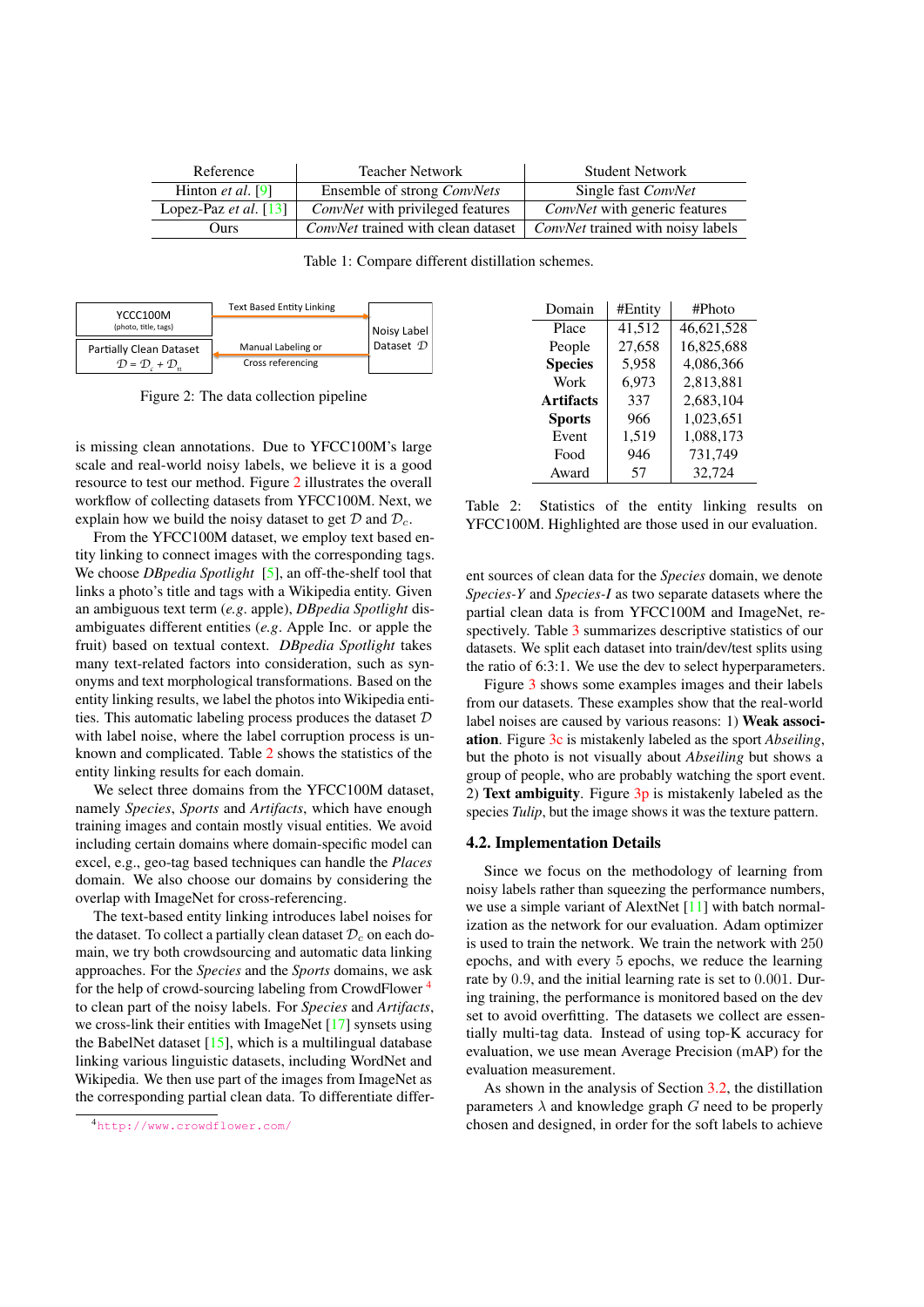| Reference | Teacher Network | Student Network |
|---|---|---|
| Hinton *et al.* [9] | Ensemble of strong *ConvNets* | Single fast *ConvNet* |
| Lopez-Paz *et al.* [13] | *ConvNet* with privileged features | *ConvNet* with generic features |
| Ours | *ConvNet* trained with clean dataset | *ConvNet* trained with noisy labels |

Table 1: Compare different distillation schemes.

| YCCC100M (photo, title, tags) | Text Based Entity Linking → | Noisy Label Dataset $\mathcal{D}$ |
|---|---|---|
| Partially Clean Dataset $\mathcal{D} = \mathcal{D}_c + \mathcal{D}_n$ | ← Manual Labeling or Cross referencing | |

Figure 2: The data collection pipeline

is missing clean annotations. Due to YFCC100M's large scale and real-world noisy labels, we believe it is a good resource to test our method. Figure 2 illustrates the overall workflow of collecting datasets from YFCC100M. Next, we explain how we build the noisy dataset to get $\mathcal{D}$ and $\mathcal{D}_c$.

From the YFCC100M dataset, we employ text based entity linking to connect images with the corresponding tags. We choose *DBpedia Spotlight* [5], an off-the-shelf tool that links a photo's title and tags with a Wikipedia entity. Given an ambiguous text term (*e.g.* apple), *DBpedia Spotlight* disambiguates different entities (*e.g.* Apple Inc. or apple the fruit) based on textual context. *DBpedia Spotlight* takes many text-related factors into consideration, such as synonyms and text morphological transformations. Based on the entity linking results, we label the photos into Wikipedia entities. This automatic labeling process produces the dataset $\mathcal{D}$ with label noise, where the label corruption process is unknown and complicated. Table 2 shows the statistics of the entity linking results for each domain.

We select three domains from the YFCC100M dataset, namely *Species*, *Sports* and *Artifacts*, which have enough training images and contain mostly visual entities. We avoid including certain domains where domain-specific model can excel, e.g., geo-tag based techniques can handle the *Places* domain. We also choose our domains by considering the overlap with ImageNet for cross-referencing.

The text-based entity linking introduces label noises for the dataset. To collect a partially clean dataset $\mathcal{D}_c$ on each domain, we try both crowdsourcing and automatic data linking approaches. For the *Species* and the *Sports* domains, we ask for the help of crowd-sourcing labeling from CrowdFlower [4] to clean part of the noisy labels. For *Species* and *Artifacts*, we cross-link their entities with ImageNet [17] synsets using the BabelNet dataset [15], which is a multilingual database linking various linguistic datasets, including WordNet and Wikipedia. We then use part of the images from ImageNet as the corresponding partial clean data. To differentiate different sources of clean data for the *Species* domain, we denote *Species-Y* and *Species-I* as two separate datasets where the partial clean data is from YFCC100M and ImageNet, respectively. Table 3 summarizes descriptive statistics of our datasets. We split each dataset into train/dev/test splits using the ratio of 6:3:1. We use the dev to select hyperparameters.

[4] http://www.crowdflower.com/

| Domain | #Entity | #Photo |
|---|---|---|
| Place | 41,512 | 46,621,528 |
| People | 27,658 | 16,825,688 |
| **Species** | 5,958 | 4,086,366 |
| Work | 6,973 | 2,813,881 |
| **Artifacts** | 337 | 2,683,104 |
| **Sports** | 966 | 1,023,651 |
| Event | 1,519 | 1,088,173 |
| Food | 946 | 731,749 |
| Award | 57 | 32,724 |

Table 2: Statistics of the entity linking results on YFCC100M. Highlighted are those used in our evaluation.

Figure 3 shows some examples images and their labels from our datasets. These examples show that the real-world label noises are caused by various reasons: 1) **Weak association**. Figure 3c is mistakenly labeled as the sport *Abseiling*, but the photo is not visually about *Abseiling* but shows a group of people, who are probably watching the sport event. 2) **Text ambiguity**. Figure 3p is mistakenly labeled as the species *Tulip*, but the image shows it was the texture pattern.

### 4.2. Implementation Details

Since we focus on the methodology of learning from noisy labels rather than squeezing the performance numbers, we use a simple variant of AlextNet [11] with batch normalization as the network for our evaluation. Adam optimizer is used to train the network. We train the network with $250$ epochs, and with every $5$ epochs, we reduce the learning rate by $0.9$, and the initial learning rate is set to $0.001$. During training, the performance is monitored based on the dev set to avoid overfitting. The datasets we collect are essentially multi-tag data. Instead of using top-K accuracy for evaluation, we use mean Average Precision (mAP) for the evaluation measurement.

As shown in the analysis of Section 3.2, the distillation parameters $\lambda$ and knowledge graph $G$ need to be properly chosen and designed, in order for the soft labels to achieve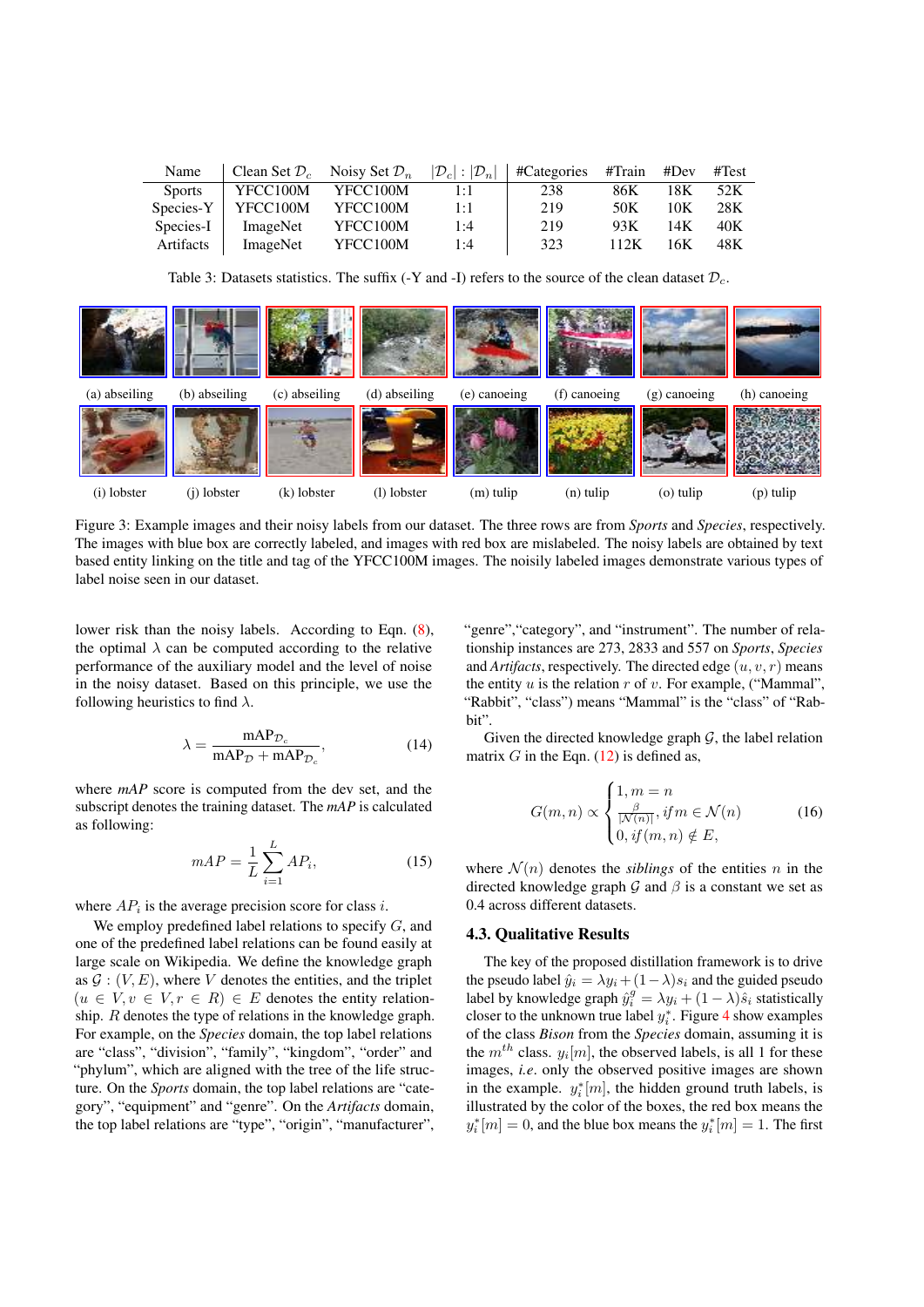| Name | Clean Set $\mathcal{D}_c$ | Noisy Set $\mathcal{D}_n$ | $\lvert\mathcal{D}_c\rvert : \lvert\mathcal{D}_n\rvert$ | #Categories | #Train | #Dev | #Test |
|---|---|---|---|---|---|---|---|
| Sports | YFCC100M | YFCC100M | 1:1 | 238 | 86K | 18K | 52K |
| Species-Y | YFCC100M | YFCC100M | 1:1 | 219 | 50K | 10K | 28K |
| Species-I | ImageNet | YFCC100M | 1:4 | 219 | 93K | 14K | 40K |
| Artifacts | ImageNet | YFCC100M | 1:4 | 323 | 112K | 16K | 48K |

Table 3: Datasets statistics. The suffix (-Y and -I) refers to the source of the clean dataset $\mathcal{D}_c$.

(a) abseiling (b) abseiling (c) abseiling (d) abseiling (e) canoeing (f) canoeing (g) canoeing (h) canoeing

(i) lobster (j) lobster (k) lobster (l) lobster (m) tulip (n) tulip (o) tulip (p) tulip

Figure 3: Example images and their noisy labels from our dataset. The three rows are from *Sports* and *Species*, respectively. The images with blue box are correctly labeled, and images with red box are mislabeled. The noisy labels are obtained by text based entity linking on the title and tag of the YFCC100M images. The noisily labeled images demonstrate various types of label noise seen in our dataset.

lower risk than the noisy labels. According to Eqn. (8), the optimal $\lambda$ can be computed according to the relative performance of the auxiliary model and the level of noise in the noisy dataset. Based on this principle, we use the following heuristics to find $\lambda$.

$$\lambda = \frac{\text{mAP}_{\mathcal{D}_c}}{\text{mAP}_{\mathcal{D}} + \text{mAP}_{\mathcal{D}_c}}, \tag{14}$$

where *mAP* score is computed from the dev set, and the subscript denotes the training dataset. The *mAP* is calculated as following:

$$mAP = \frac{1}{L}\sum_{i=1}^{L} AP_i, \tag{15}$$

where $AP_i$ is the average precision score for class $i$.

We employ predefined label relations to specify $G$, and one of the predefined label relations can be found easily at large scale on Wikipedia. We define the knowledge graph as $\mathcal{G} : (V, E)$, where $V$ denotes the entities, and the triplet $(u \in V, v \in V, r \in R) \in E$ denotes the entity relationship. $R$ denotes the type of relations in the knowledge graph. For example, on the *Species* domain, the top label relations are "class", "division", "family", "kingdom", "order" and "phylum", which are aligned with the tree of the life structure. On the *Sports* domain, the top label relations are "category", "equipment" and "genre". On the *Artifacts* domain, the top label relations are "type", "origin", "manufacturer", "genre","category", and "instrument". The number of relationship instances are 273, 2833 and 557 on *Sports*, *Species* and *Artifacts*, respectively. The directed edge $(u, v, r)$ means the entity $u$ is the relation $r$ of $v$. For example, ("Mammal", "Rabbit", "class") means "Mammal" is the "class" of "Rabbit".

Given the directed knowledge graph $\mathcal{G}$, the label relation matrix $G$ in the Eqn. (12) is defined as,

$$G(m, n) \propto \begin{cases} 1, m = n \\ \frac{\beta}{|\mathcal{N}(n)|}, if\, m \in \mathcal{N}(n) \\ 0, if\,(m, n) \notin E, \end{cases} \tag{16}$$

where $\mathcal{N}(n)$ denotes the *siblings* of the entities $n$ in the directed knowledge graph $\mathcal{G}$ and $\beta$ is a constant we set as 0.4 across different datasets.

### 4.3. Qualitative Results

The key of the proposed distillation framework is to drive the pseudo label $\hat{y}_i = \lambda y_i + (1-\lambda)s_i$ and the guided pseudo label by knowledge graph $\hat{y}_i^g = \lambda y_i + (1-\lambda)\hat{s}_i$ statistically closer to the unknown true label $y_i^*$. Figure 4 show examples of the class *Bison* from the *Species* domain, assuming it is the $m^{th}$ class. $y_i[m]$, the observed labels, is all 1 for these images, *i.e.* only the observed positive images are shown in the example. $y_i^*[m]$, the hidden ground truth labels, is illustrated by the color of the boxes, the red box means the $y_i^*[m] = 0$, and the blue box means the $y_i^*[m] = 1$. The first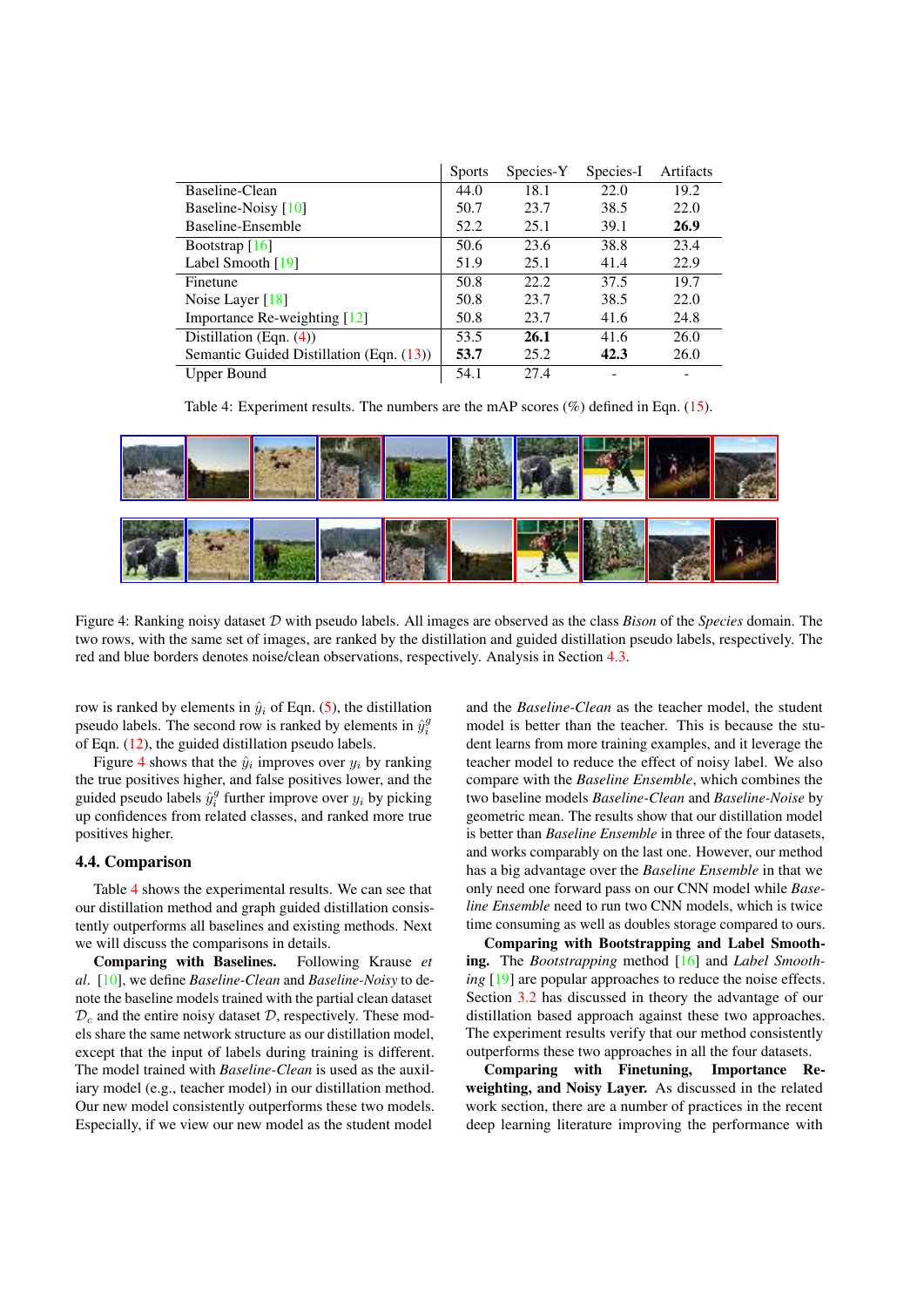|  | Sports | Species-Y | Species-I | Artifacts |
|---|---|---|---|---|
| Baseline-Clean | 44.0 | 18.1 | 22.0 | 19.2 |
| Baseline-Noisy [10] | 50.7 | 23.7 | 38.5 | 22.0 |
| Baseline-Ensemble | 52.2 | 25.1 | 39.1 | **26.9** |
| Bootstrap [16] | 50.6 | 23.6 | 38.8 | 23.4 |
| Label Smooth [19] | 51.9 | 25.1 | 41.4 | 22.9 |
| Finetune | 50.8 | 22.2 | 37.5 | 19.7 |
| Noise Layer [18] | 50.8 | 23.7 | 38.5 | 22.0 |
| Importance Re-weighting [12] | 50.8 | 23.7 | 41.6 | 24.8 |
| Distillation (Eqn. (4)) | 53.5 | **26.1** | 41.6 | 26.0 |
| Semantic Guided Distillation (Eqn. (13)) | **53.7** | 25.2 | **42.3** | 26.0 |
| Upper Bound | 54.1 | 27.4 | - | - |

Table 4: Experiment results. The numbers are the mAP scores (%) defined in Eqn. (15).

Figure 4: Ranking noisy dataset $\mathcal{D}$ with pseudo labels. All images are observed as the class *Bison* of the *Species* domain. The two rows, with the same set of images, are ranked by the distillation and guided distillation pseudo labels, respectively. The red and blue borders denotes noise/clean observations, respectively. Analysis in Section 4.3.

row is ranked by elements in $\hat{y}_i$ of Eqn. (5), the distillation pseudo labels. The second row is ranked by elements in $\hat{y}_i^g$ of Eqn. (12), the guided distillation pseudo labels.

Figure 4 shows that the $\hat{y}_i$ improves over $y_i$ by ranking the true positives higher, and false positives lower, and the guided pseudo labels $\hat{y}_i^g$ further improve over $y_i$ by picking up confidences from related classes, and ranked more true positives higher.

### 4.4. Comparison

Table 4 shows the experimental results. We can see that our distillation method and graph guided distillation consistently outperforms all baselines and existing methods. Next we will discuss the comparisons in details.

**Comparing with Baselines.** Following Krause *et al*. [10], we define *Baseline-Clean* and *Baseline-Noisy* to denote the baseline models trained with the partial clean dataset $\mathcal{D}_c$ and the entire noisy dataset $\mathcal{D}$, respectively. These models share the same network structure as our distillation model, except that the input of labels during training is different. The model trained with *Baseline-Clean* is used as the auxiliary model (e.g., teacher model) in our distillation method. Our new model consistently outperforms these two models. Especially, if we view our new model as the student model and the *Baseline-Clean* as the teacher model, the student model is better than the teacher. This is because the student learns from more training examples, and it leverage the teacher model to reduce the effect of noisy label. We also compare with the *Baseline Ensemble*, which combines the two baseline models *Baseline-Clean* and *Baseline-Noise* by geometric mean. The results show that our distillation model is better than *Baseline Ensemble* in three of the four datasets, and works comparably on the last one. However, our method has a big advantage over the *Baseline Ensemble* in that we only need one forward pass on our CNN model while *Baseline Ensemble* need to run two CNN models, which is twice time consuming as well as doubles storage compared to ours.

**Comparing with Bootstrapping and Label Smoothing.** The *Bootstrapping* method [16] and *Label Smoothing* [19] are popular approaches to reduce the noise effects. Section 3.2 has discussed in theory the advantage of our distillation based approach against these two approaches. The experiment results verify that our method consistently outperforms these two approaches in all the four datasets.

**Comparing with Finetuning, Importance Re-weighting, and Noisy Layer.** As discussed in the related work section, there are a number of practices in the recent deep learning literature improving the performance with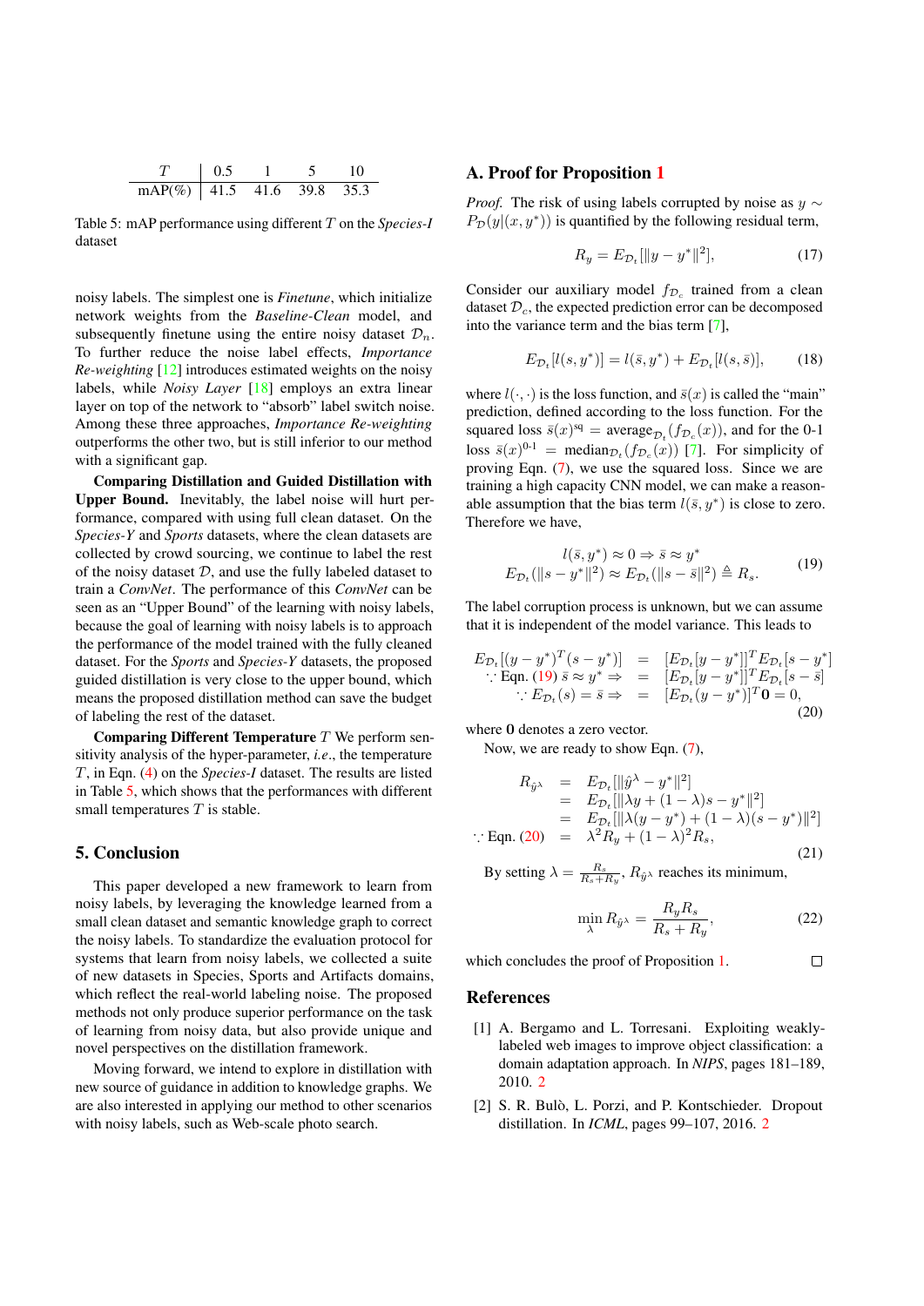| $T$ | 0.5 | 1 | 5 | 10 |
|---|---|---|---|---|
| mAP(%) | 41.5 | 41.6 | 39.8 | 35.3 |

Table 5: mAP performance using different $T$ on the *Species-I* dataset

noisy labels. The simplest one is *Finetune*, which initialize network weights from the *Baseline-Clean* model, and subsequently finetune using the entire noisy dataset $\mathcal{D}_n$. To further reduce the noise label effects, *Importance Re-weighting* [12] introduces estimated weights on the noisy labels, while *Noisy Layer* [18] employs an extra linear layer on top of the network to "absorb" label switch noise. Among these three approaches, *Importance Re-weighting* outperforms the other two, but is still inferior to our method with a significant gap.

**Comparing Distillation and Guided Distillation with Upper Bound.** Inevitably, the label noise will hurt performance, compared with using full clean dataset. On the *Species-Y* and *Sports* datasets, where the clean datasets are collected by crowd sourcing, we continue to label the rest of the noisy dataset $\mathcal{D}$, and use the fully labeled dataset to train a *ConvNet*. The performance of this *ConvNet* can be seen as an "Upper Bound" of the learning with noisy labels, because the goal of learning with noisy labels is to approach the performance of the model trained with the fully cleaned dataset. For the *Sports* and *Species-Y* datasets, the proposed guided distillation is very close to the upper bound, which means the proposed distillation method can save the budget of labeling the rest of the dataset.

**Comparing Different Temperature** $T$ We perform sensitivity analysis of the hyper-parameter, *i.e*., the temperature $T$, in Eqn. (4) on the *Species-I* dataset. The results are listed in Table 5, which shows that the performances with different small temperatures $T$ is stable.

## 5. Conclusion

This paper developed a new framework to learn from noisy labels, by leveraging the knowledge learned from a small clean dataset and semantic knowledge graph to correct the noisy labels. To standardize the evaluation protocol for systems that learn from noisy labels, we collected a suite of new datasets in Species, Sports and Artifacts domains, which reflect the real-world labeling noise. The proposed methods not only produce superior performance on the task of learning from noisy data, but also provide unique and novel perspectives on the distillation framework.

Moving forward, we intend to explore in distillation with new source of guidance in addition to knowledge graphs. We are also interested in applying our method to other scenarios with noisy labels, such as Web-scale photo search.

## A. Proof for Proposition 1

*Proof.* The risk of using labels corrupted by noise as $y \sim P_{\mathcal{D}}(y|(x, y^*))$ is quantified by the following residual term,

$$R_y = E_{\mathcal{D}_t}[\|y - y^*\|^2], \tag{17}$$

Consider our auxiliary model $f_{\mathcal{D}_c}$ trained from a clean dataset $\mathcal{D}_c$, the expected prediction error can be decomposed into the variance term and the bias term [7],

$$E_{\mathcal{D}_t}[l(s, y^*)] = l(\bar{s}, y^*) + E_{\mathcal{D}_t}[l(s, \bar{s})], \tag{18}$$

where $l(\cdot,\cdot)$ is the loss function, and $\bar{s}(x)$ is called the "main" prediction, defined according to the loss function. For the squared loss $\bar{s}(x)^{\text{sq}} = \text{average}_{\mathcal{D}_t}(f_{\mathcal{D}_c}(x))$, and for the 0-1 loss $\bar{s}(x)^{\text{0-1}} = \text{median}_{\mathcal{D}_t}(f_{\mathcal{D}_c}(x))$ [7]. For simplicity of proving Eqn. (7), we use the squared loss. Since we are training a high capacity CNN model, we can make a reasonable assumption that the bias term $l(\bar{s}, y^*)$ is close to zero. Therefore we have,

$$\begin{aligned} l(\bar{s}, y^*) \approx 0 &\Rightarrow \bar{s} \approx y^* \\ E_{\mathcal{D}_t}(\|s - y^*\|^2) &\approx E_{\mathcal{D}_t}(\|s - \bar{s}\|^2) \triangleq R_s. \end{aligned} \tag{19}$$

The label corruption process is unknown, but we can assume that it is independent of the model variance. This leads to

$$\begin{aligned} E_{\mathcal{D}_t}[(y - y^*)^T(s - y^*)] &= [E_{\mathcal{D}_t}[y - y^*]]^T E_{\mathcal{D}_t}[s - y^*] \\ \because \text{Eqn. (19) } \bar{s} \approx y^* \Rightarrow &= [E_{\mathcal{D}_t}[y - y^*]]^T E_{\mathcal{D}_t}[s - \bar{s}] \\ \because E_{\mathcal{D}_t}(s) = \bar{s} \Rightarrow &= [E_{\mathcal{D}_t}(y - y^*)]^T \mathbf{0} = 0, \end{aligned} \tag{20}$$

where $\mathbf{0}$ denotes a zero vector.

Now, we are ready to show Eqn. (7),

$$\begin{aligned} R_{\hat{y}^\lambda} &= E_{\mathcal{D}_t}[\|\hat{y}^\lambda - y^*\|^2] \\ &= E_{\mathcal{D}_t}[\|\lambda y + (1-\lambda)s - y^*\|^2] \\ &= E_{\mathcal{D}_t}[\|\lambda(y - y^*) + (1-\lambda)(s - y^*)\|^2] \\ \because \text{Eqn. (20)} &= \lambda^2 R_y + (1-\lambda)^2 R_s, \end{aligned} \tag{21}$$

By setting $\lambda = \frac{R_s}{R_s + R_y}$, $R_{\hat{y}^\lambda}$ reaches its minimum,

$$\min_{\lambda} R_{\hat{y}^\lambda} = \frac{R_y R_s}{R_s + R_y}, \tag{22}$$

which concludes the proof of Proposition 1. □

## References

[1] A. Bergamo and L. Torresani. Exploiting weakly-labeled web images to improve object classification: a domain adaptation approach. In *NIPS*, pages 181–189, 2010. 2

[2] S. R. Bulò, L. Porzi, and P. Kontschieder. Dropout distillation. In *ICML*, pages 99–107, 2016. 2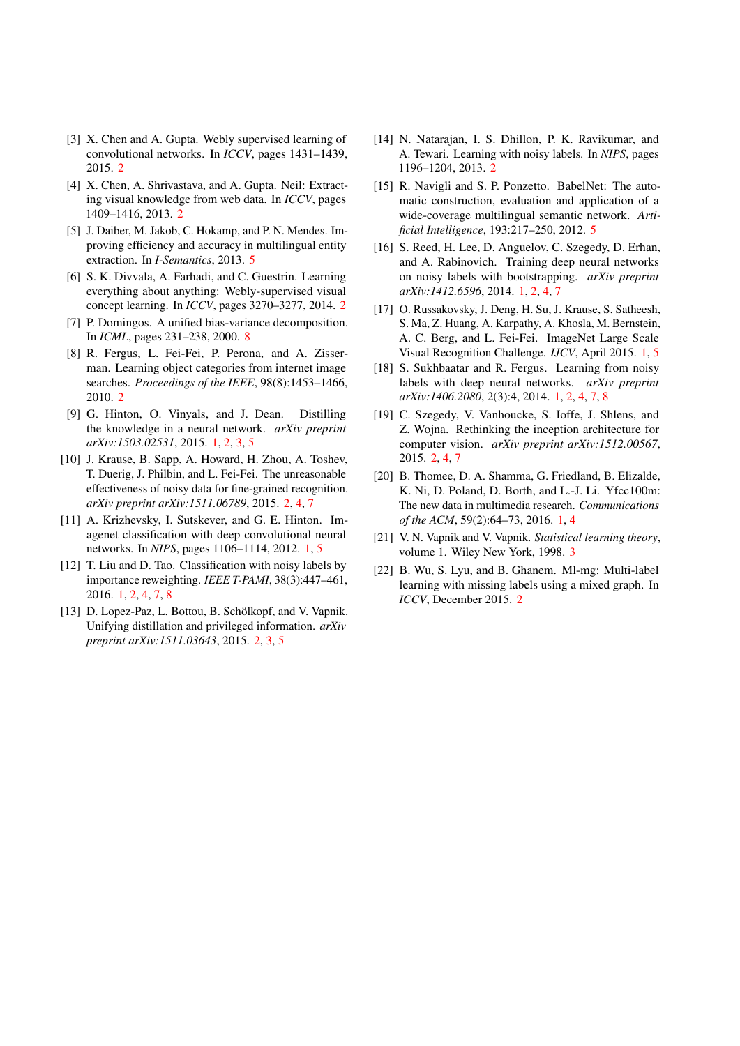[3] X. Chen and A. Gupta. Webly supervised learning of convolutional networks. In *ICCV*, pages 1431–1439, 2015. 2

[4] X. Chen, A. Shrivastava, and A. Gupta. Neil: Extracting visual knowledge from web data. In *ICCV*, pages 1409–1416, 2013. 2

[5] J. Daiber, M. Jakob, C. Hokamp, and P. N. Mendes. Improving efficiency and accuracy in multilingual entity extraction. In *I-Semantics*, 2013. 5

[6] S. K. Divvala, A. Farhadi, and C. Guestrin. Learning everything about anything: Webly-supervised visual concept learning. In *ICCV*, pages 3270–3277, 2014. 2

[7] P. Domingos. A unified bias-variance decomposition. In *ICML*, pages 231–238, 2000. 8

[8] R. Fergus, L. Fei-Fei, P. Perona, and A. Zisserman. Learning object categories from internet image searches. *Proceedings of the IEEE*, 98(8):1453–1466, 2010. 2

[9] G. Hinton, O. Vinyals, and J. Dean. Distilling the knowledge in a neural network. *arXiv preprint arXiv:1503.02531*, 2015. 1, 2, 3, 5

[10] J. Krause, B. Sapp, A. Howard, H. Zhou, A. Toshev, T. Duerig, J. Philbin, and L. Fei-Fei. The unreasonable effectiveness of noisy data for fine-grained recognition. *arXiv preprint arXiv:1511.06789*, 2015. 2, 4, 7

[11] A. Krizhevsky, I. Sutskever, and G. E. Hinton. Imagenet classification with deep convolutional neural networks. In *NIPS*, pages 1106–1114, 2012. 1, 5

[12] T. Liu and D. Tao. Classification with noisy labels by importance reweighting. *IEEE T-PAMI*, 38(3):447–461, 2016. 1, 2, 4, 7, 8

[13] D. Lopez-Paz, L. Bottou, B. Schölkopf, and V. Vapnik. Unifying distillation and privileged information. *arXiv preprint arXiv:1511.03643*, 2015. 2, 3, 5

[14] N. Natarajan, I. S. Dhillon, P. K. Ravikumar, and A. Tewari. Learning with noisy labels. In *NIPS*, pages 1196–1204, 2013. 2

[15] R. Navigli and S. P. Ponzetto. BabelNet: The automatic construction, evaluation and application of a wide-coverage multilingual semantic network. *Artificial Intelligence*, 193:217–250, 2012. 5

[16] S. Reed, H. Lee, D. Anguelov, C. Szegedy, D. Erhan, and A. Rabinovich. Training deep neural networks on noisy labels with bootstrapping. *arXiv preprint arXiv:1412.6596*, 2014. 1, 2, 4, 7

[17] O. Russakovsky, J. Deng, H. Su, J. Krause, S. Satheesh, S. Ma, Z. Huang, A. Karpathy, A. Khosla, M. Bernstein, A. C. Berg, and L. Fei-Fei. ImageNet Large Scale Visual Recognition Challenge. *IJCV*, April 2015. 1, 5

[18] S. Sukhbaatar and R. Fergus. Learning from noisy labels with deep neural networks. *arXiv preprint arXiv:1406.2080*, 2(3):4, 2014. 1, 2, 4, 7, 8

[19] C. Szegedy, V. Vanhoucke, S. Ioffe, J. Shlens, and Z. Wojna. Rethinking the inception architecture for computer vision. *arXiv preprint arXiv:1512.00567*, 2015. 2, 4, 7

[20] B. Thomee, D. A. Shamma, G. Friedland, B. Elizalde, K. Ni, D. Poland, D. Borth, and L.-J. Li. Yfcc100m: The new data in multimedia research. *Communications of the ACM*, 59(2):64–73, 2016. 1, 4

[21] V. N. Vapnik and V. Vapnik. *Statistical learning theory*, volume 1. Wiley New York, 1998. 3

[22] B. Wu, S. Lyu, and B. Ghanem. Ml-mg: Multi-label learning with missing labels using a mixed graph. In *ICCV*, December 2015. 2